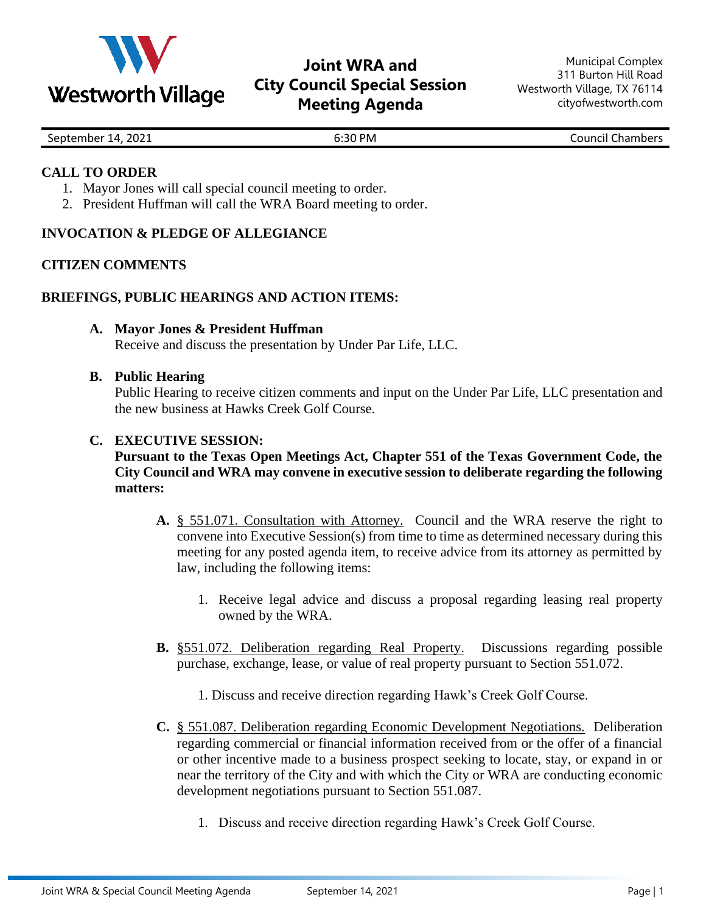Westworth Village

# Joint WRA and City Council Special Session Meeting Agenda

Municipal Complex
311 Burton Hill Road
Westworth Village, TX 76114
cityofwestworth.com

September 14, 2021 | 6:30 PM | Council Chambers

## CALL TO ORDER

1. Mayor Jones will call special council meeting to order.
2. President Huffman will call the WRA Board meeting to order.

## INVOCATION & PLEDGE OF ALLEGIANCE

## CITIZEN COMMENTS

## BRIEFINGS, PUBLIC HEARINGS AND ACTION ITEMS:

**A. Mayor Jones & President Huffman**
Receive and discuss the presentation by Under Par Life, LLC.

**B. Public Hearing**
Public Hearing to receive citizen comments and input on the Under Par Life, LLC presentation and the new business at Hawks Creek Golf Course.

**C. EXECUTIVE SESSION:**
**Pursuant to the Texas Open Meetings Act, Chapter 551 of the Texas Government Code, the City Council and WRA may convene in executive session to deliberate regarding the following matters:**

**A.** § 551.071. Consultation with Attorney. Council and the WRA reserve the right to convene into Executive Session(s) from time to time as determined necessary during this meeting for any posted agenda item, to receive advice from its attorney as permitted by law, including the following items:

1. Receive legal advice and discuss a proposal regarding leasing real property owned by the WRA.

**B.** §551.072. Deliberation regarding Real Property. Discussions regarding possible purchase, exchange, lease, or value of real property pursuant to Section 551.072.

1. Discuss and receive direction regarding Hawk's Creek Golf Course.

**C.** § 551.087. Deliberation regarding Economic Development Negotiations. Deliberation regarding commercial or financial information received from or the offer of a financial or other incentive made to a business prospect seeking to locate, stay, or expand in or near the territory of the City and with which the City or WRA are conducting economic development negotiations pursuant to Section 551.087.

1. Discuss and receive direction regarding Hawk's Creek Golf Course.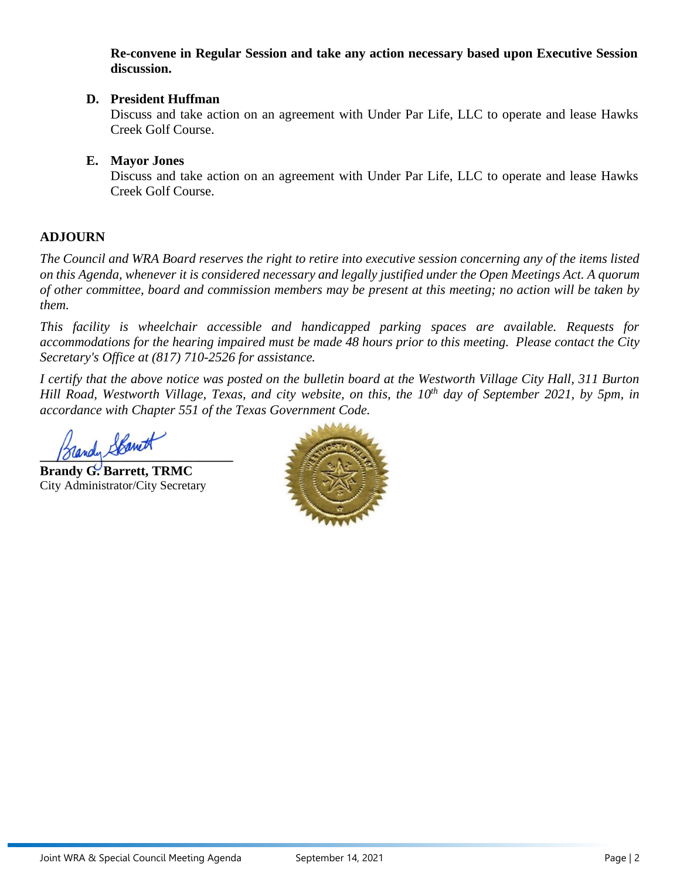**Re-convene in Regular Session and take any action necessary based upon Executive Session discussion.**

**D. President Huffman**
Discuss and take action on an agreement with Under Par Life, LLC to operate and lease Hawks Creek Golf Course.

**E. Mayor Jones**
Discuss and take action on an agreement with Under Par Life, LLC to operate and lease Hawks Creek Golf Course.

## ADJOURN

*The Council and WRA Board reserves the right to retire into executive session concerning any of the items listed on this Agenda, whenever it is considered necessary and legally justified under the Open Meetings Act. A quorum of other committee, board and commission members may be present at this meeting; no action will be taken by them.*

*This facility is wheelchair accessible and handicapped parking spaces are available. Requests for accommodations for the hearing impaired must be made 48 hours prior to this meeting. Please contact the City Secretary's Office at (817) 710-2526 for assistance.*

*I certify that the above notice was posted on the bulletin board at the Westworth Village City Hall, 311 Burton Hill Road, Westworth Village, Texas, and city website, on this, the 10th day of September 2021, by 5pm, in accordance with Chapter 551 of the Texas Government Code.*

**Brandy G. Barrett, TRMC**
City Administrator/City Secretary